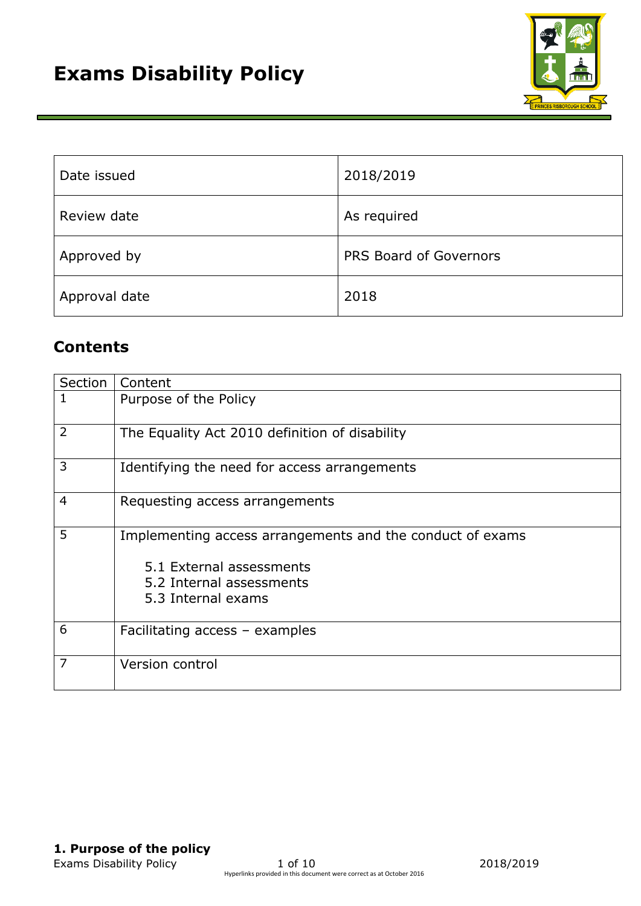# Exams Disability Policy

| Date issued | 2018/2019 |
|---|---|
| Review date | As required |
| Approved by | PRS Board of Governors |
| Approval date | 2018 |

## Contents

| Section | Content |
|---|---|
| 1 | Purpose of the Policy |
| 2 | The Equality Act 2010 definition of disability |
| 3 | Identifying the need for access arrangements |
| 4 | Requesting access arrangements |
| 5 | Implementing access arrangements and the conduct of exams<br><br>5.1 External assessments<br>5.2 Internal assessments<br>5.3 Internal exams |
| 6 | Facilitating access – examples |
| 7 | Version control |

## 1. Purpose of the policy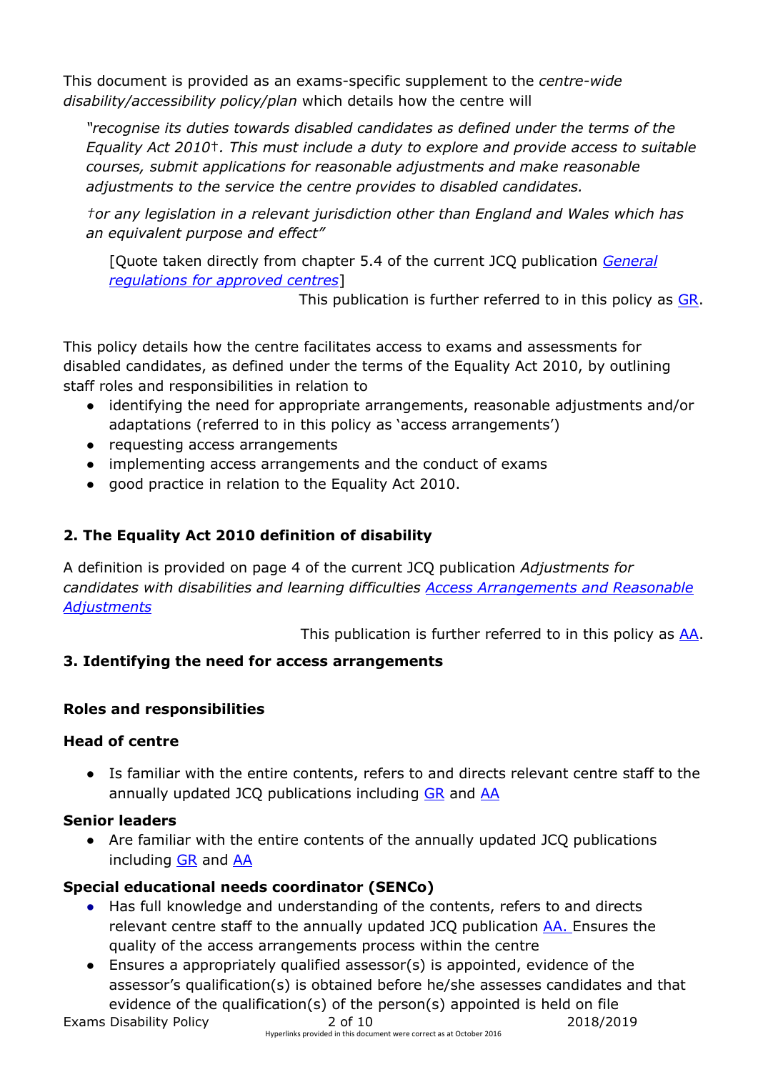This document is provided as an exams-specific supplement to the *centre-wide disability/accessibility policy/plan* which details how the centre will

> *"recognise its duties towards disabled candidates as defined under the terms of the Equality Act 2010†. This must include a duty to explore and provide access to suitable courses, submit applications for reasonable adjustments and make reasonable adjustments to the service the centre provides to disabled candidates.*
>
> *†or any legislation in a relevant jurisdiction other than England and Wales which has an equivalent purpose and effect"*
>
> [Quote taken directly from chapter 5.4 of the current JCQ publication *General regulations for approved centres*]
>
> This publication is further referred to in this policy as GR.

This policy details how the centre facilitates access to exams and assessments for disabled candidates, as defined under the terms of the Equality Act 2010, by outlining staff roles and responsibilities in relation to

- identifying the need for appropriate arrangements, reasonable adjustments and/or adaptations (referred to in this policy as 'access arrangements')
- requesting access arrangements
- implementing access arrangements and the conduct of exams
- good practice in relation to the Equality Act 2010.

## 2. The Equality Act 2010 definition of disability

A definition is provided on page 4 of the current JCQ publication *Adjustments for candidates with disabilities and learning difficulties Access Arrangements and Reasonable Adjustments*

This publication is further referred to in this policy as AA.

## 3. Identifying the need for access arrangements

### Roles and responsibilities

#### Head of centre

- Is familiar with the entire contents, refers to and directs relevant centre staff to the annually updated JCQ publications including GR and AA

#### Senior leaders

- Are familiar with the entire contents of the annually updated JCQ publications including GR and AA

#### Special educational needs coordinator (SENCo)

- Has full knowledge and understanding of the contents, refers to and directs relevant centre staff to the annually updated JCQ publication AA. Ensures the quality of the access arrangements process within the centre
- Ensures a appropriately qualified assessor(s) is appointed, evidence of the assessor's qualification(s) is obtained before he/she assesses candidates and that evidence of the qualification(s) of the person(s) appointed is held on file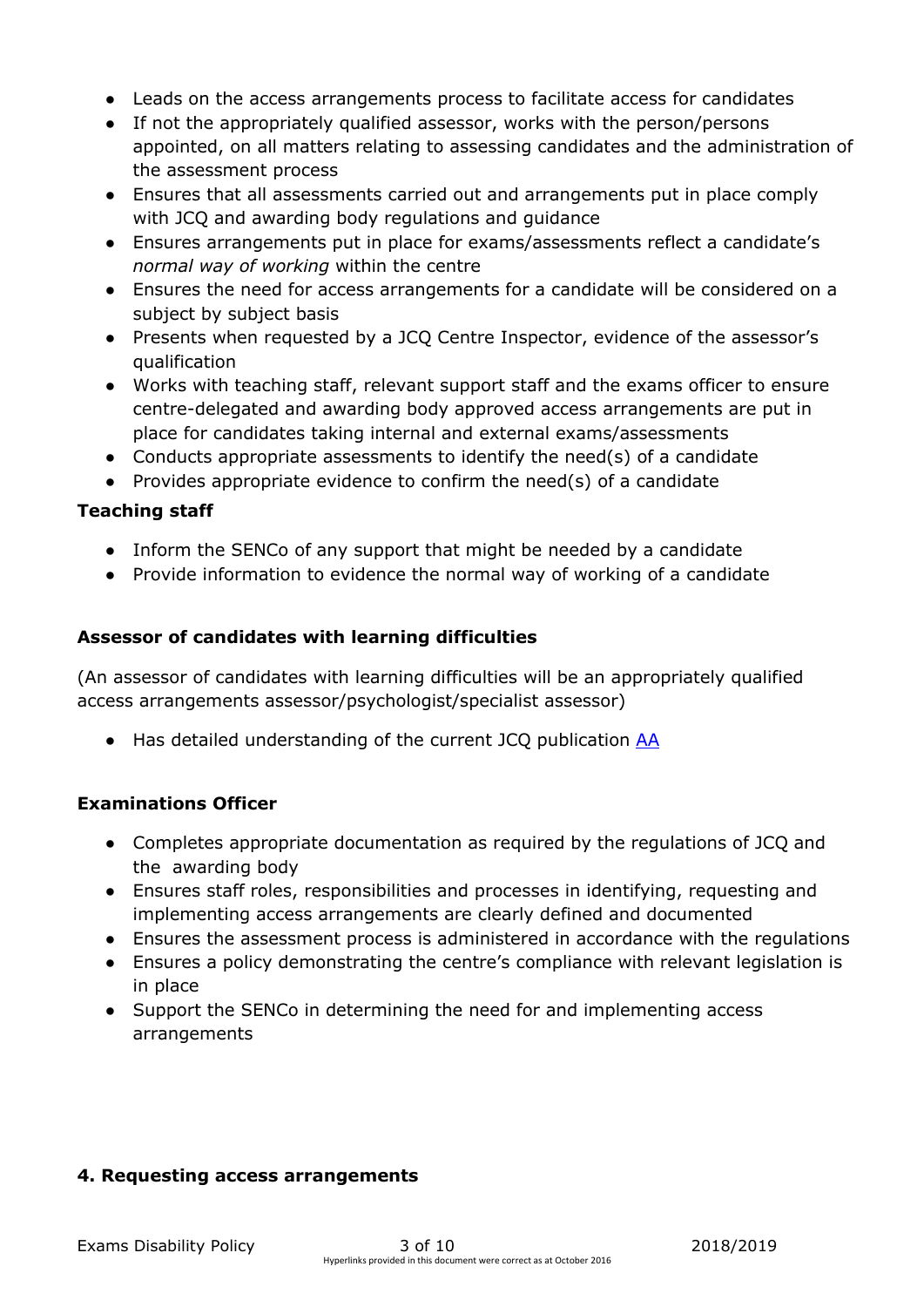- Leads on the access arrangements process to facilitate access for candidates
- If not the appropriately qualified assessor, works with the person/persons appointed, on all matters relating to assessing candidates and the administration of the assessment process
- Ensures that all assessments carried out and arrangements put in place comply with JCQ and awarding body regulations and guidance
- Ensures arrangements put in place for exams/assessments reflect a candidate's *normal way of working* within the centre
- Ensures the need for access arrangements for a candidate will be considered on a subject by subject basis
- Presents when requested by a JCQ Centre Inspector, evidence of the assessor's qualification
- Works with teaching staff, relevant support staff and the exams officer to ensure centre-delegated and awarding body approved access arrangements are put in place for candidates taking internal and external exams/assessments
- Conducts appropriate assessments to identify the need(s) of a candidate
- Provides appropriate evidence to confirm the need(s) of a candidate

**Teaching staff**

- Inform the SENCo of any support that might be needed by a candidate
- Provide information to evidence the normal way of working of a candidate

**Assessor of candidates with learning difficulties**

(An assessor of candidates with learning difficulties will be an appropriately qualified access arrangements assessor/psychologist/specialist assessor)

- Has detailed understanding of the current JCQ publication AA

**Examinations Officer**

- Completes appropriate documentation as required by the regulations of JCQ and the awarding body
- Ensures staff roles, responsibilities and processes in identifying, requesting and implementing access arrangements are clearly defined and documented
- Ensures the assessment process is administered in accordance with the regulations
- Ensures a policy demonstrating the centre's compliance with relevant legislation is in place
- Support the SENCo in determining the need for and implementing access arrangements

## 4. Requesting access arrangements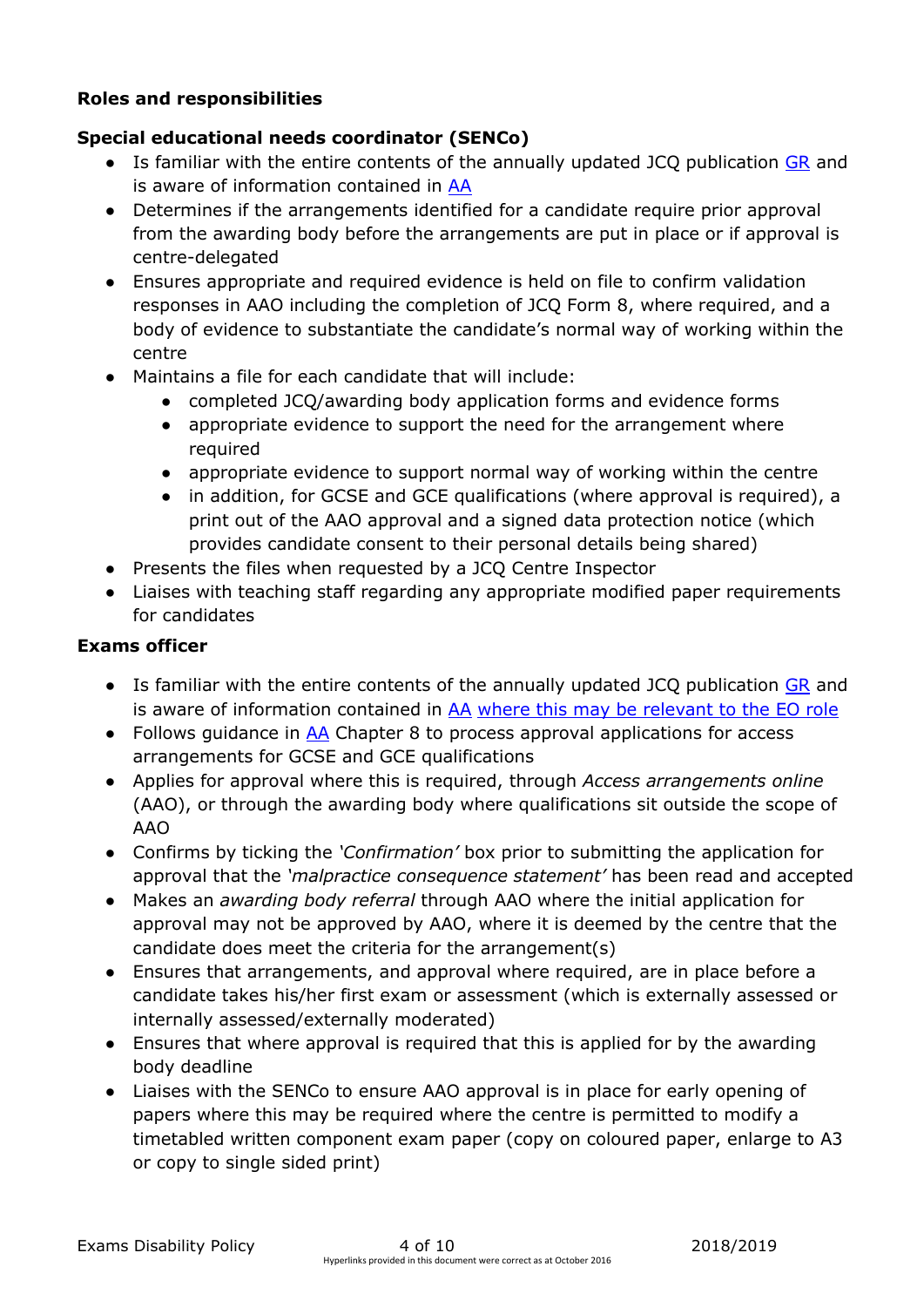**Roles and responsibilities**

**Special educational needs coordinator (SENCo)**

- Is familiar with the entire contents of the annually updated JCQ publication GR and is aware of information contained in AA
- Determines if the arrangements identified for a candidate require prior approval from the awarding body before the arrangements are put in place or if approval is centre-delegated
- Ensures appropriate and required evidence is held on file to confirm validation responses in AAO including the completion of JCQ Form 8, where required, and a body of evidence to substantiate the candidate's normal way of working within the centre
- Maintains a file for each candidate that will include:
    - completed JCQ/awarding body application forms and evidence forms
    - appropriate evidence to support the need for the arrangement where required
    - appropriate evidence to support normal way of working within the centre
    - in addition, for GCSE and GCE qualifications (where approval is required), a print out of the AAO approval and a signed data protection notice (which provides candidate consent to their personal details being shared)
- Presents the files when requested by a JCQ Centre Inspector
- Liaises with teaching staff regarding any appropriate modified paper requirements for candidates

**Exams officer**

- Is familiar with the entire contents of the annually updated JCQ publication GR and is aware of information contained in AA where this may be relevant to the EO role
- Follows guidance in AA Chapter 8 to process approval applications for access arrangements for GCSE and GCE qualifications
- Applies for approval where this is required, through *Access arrangements online* (AAO), or through the awarding body where qualifications sit outside the scope of AAO
- Confirms by ticking the *'Confirmation'* box prior to submitting the application for approval that the *'malpractice consequence statement'* has been read and accepted
- Makes an *awarding body referral* through AAO where the initial application for approval may not be approved by AAO, where it is deemed by the centre that the candidate does meet the criteria for the arrangement(s)
- Ensures that arrangements, and approval where required, are in place before a candidate takes his/her first exam or assessment (which is externally assessed or internally assessed/externally moderated)
- Ensures that where approval is required that this is applied for by the awarding body deadline
- Liaises with the SENCo to ensure AAO approval is in place for early opening of papers where this may be required where the centre is permitted to modify a timetabled written component exam paper (copy on coloured paper, enlarge to A3 or copy to single sided print)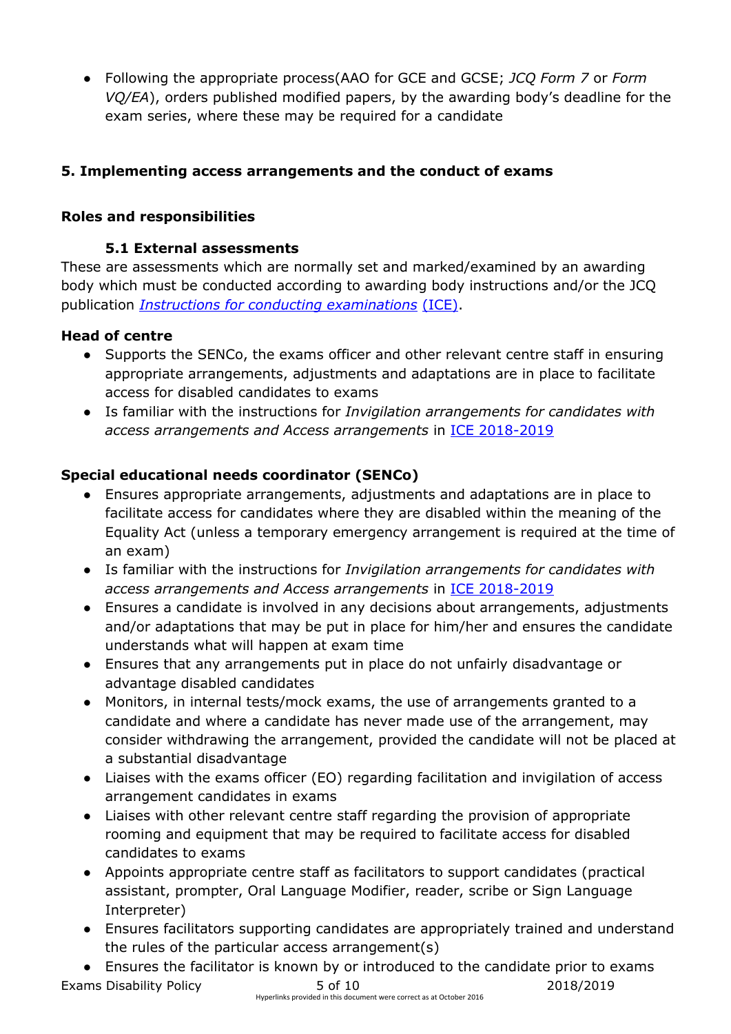- Following the appropriate process(AAO for GCE and GCSE; *JCQ Form 7* or *Form VQ/EA*), orders published modified papers, by the awarding body's deadline for the exam series, where these may be required for a candidate

## 5. Implementing access arrangements and the conduct of exams

### Roles and responsibilities

#### 5.1 External assessments

These are assessments which are normally set and marked/examined by an awarding body which must be conducted according to awarding body instructions and/or the JCQ publication *Instructions for conducting examinations* (ICE).

**Head of centre**

- Supports the SENCo, the exams officer and other relevant centre staff in ensuring appropriate arrangements, adjustments and adaptations are in place to facilitate access for disabled candidates to exams
- Is familiar with the instructions for *Invigilation arrangements for candidates with access arrangements and Access arrangements* in ICE 2018-2019

**Special educational needs coordinator (SENCo)**

- Ensures appropriate arrangements, adjustments and adaptations are in place to facilitate access for candidates where they are disabled within the meaning of the Equality Act (unless a temporary emergency arrangement is required at the time of an exam)
- Is familiar with the instructions for *Invigilation arrangements for candidates with access arrangements and Access arrangements* in ICE 2018-2019
- Ensures a candidate is involved in any decisions about arrangements, adjustments and/or adaptations that may be put in place for him/her and ensures the candidate understands what will happen at exam time
- Ensures that any arrangements put in place do not unfairly disadvantage or advantage disabled candidates
- Monitors, in internal tests/mock exams, the use of arrangements granted to a candidate and where a candidate has never made use of the arrangement, may consider withdrawing the arrangement, provided the candidate will not be placed at a substantial disadvantage
- Liaises with the exams officer (EO) regarding facilitation and invigilation of access arrangement candidates in exams
- Liaises with other relevant centre staff regarding the provision of appropriate rooming and equipment that may be required to facilitate access for disabled candidates to exams
- Appoints appropriate centre staff as facilitators to support candidates (practical assistant, prompter, Oral Language Modifier, reader, scribe or Sign Language Interpreter)
- Ensures facilitators supporting candidates are appropriately trained and understand the rules of the particular access arrangement(s)
- Ensures the facilitator is known by or introduced to the candidate prior to exams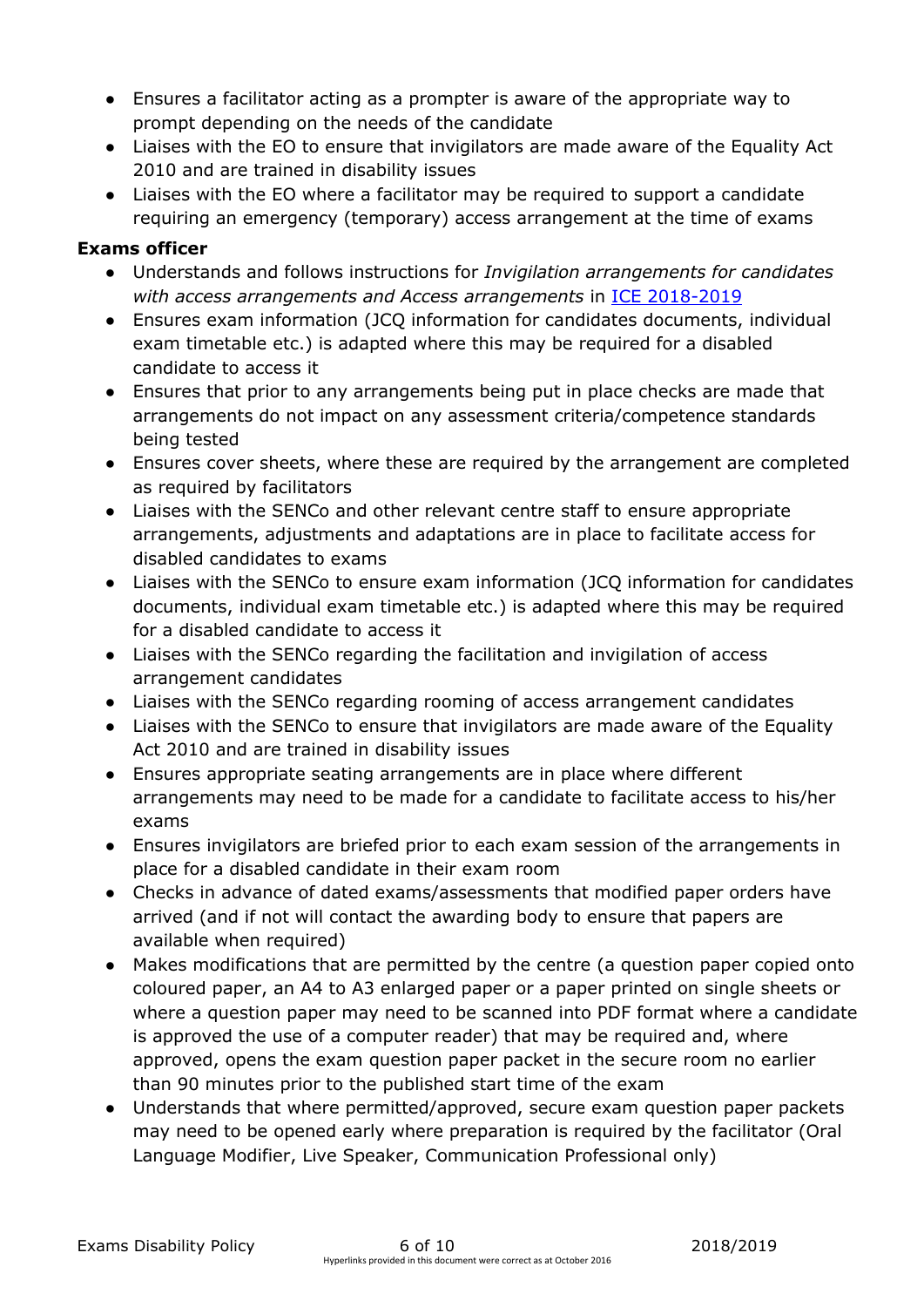- Ensures a facilitator acting as a prompter is aware of the appropriate way to prompt depending on the needs of the candidate
- Liaises with the EO to ensure that invigilators are made aware of the Equality Act 2010 and are trained in disability issues
- Liaises with the EO where a facilitator may be required to support a candidate requiring an emergency (temporary) access arrangement at the time of exams

**Exams officer**

- Understands and follows instructions for *Invigilation arrangements for candidates with access arrangements and Access arrangements* in [ICE 2018-2019](ICE 2018-2019)
- Ensures exam information (JCQ information for candidates documents, individual exam timetable etc.) is adapted where this may be required for a disabled candidate to access it
- Ensures that prior to any arrangements being put in place checks are made that arrangements do not impact on any assessment criteria/competence standards being tested
- Ensures cover sheets, where these are required by the arrangement are completed as required by facilitators
- Liaises with the SENCo and other relevant centre staff to ensure appropriate arrangements, adjustments and adaptations are in place to facilitate access for disabled candidates to exams
- Liaises with the SENCo to ensure exam information (JCQ information for candidates documents, individual exam timetable etc.) is adapted where this may be required for a disabled candidate to access it
- Liaises with the SENCo regarding the facilitation and invigilation of access arrangement candidates
- Liaises with the SENCo regarding rooming of access arrangement candidates
- Liaises with the SENCo to ensure that invigilators are made aware of the Equality Act 2010 and are trained in disability issues
- Ensures appropriate seating arrangements are in place where different arrangements may need to be made for a candidate to facilitate access to his/her exams
- Ensures invigilators are briefed prior to each exam session of the arrangements in place for a disabled candidate in their exam room
- Checks in advance of dated exams/assessments that modified paper orders have arrived (and if not will contact the awarding body to ensure that papers are available when required)
- Makes modifications that are permitted by the centre (a question paper copied onto coloured paper, an A4 to A3 enlarged paper or a paper printed on single sheets or where a question paper may need to be scanned into PDF format where a candidate is approved the use of a computer reader) that may be required and, where approved, opens the exam question paper packet in the secure room no earlier than 90 minutes prior to the published start time of the exam
- Understands that where permitted/approved, secure exam question paper packets may need to be opened early where preparation is required by the facilitator (Oral Language Modifier, Live Speaker, Communication Professional only)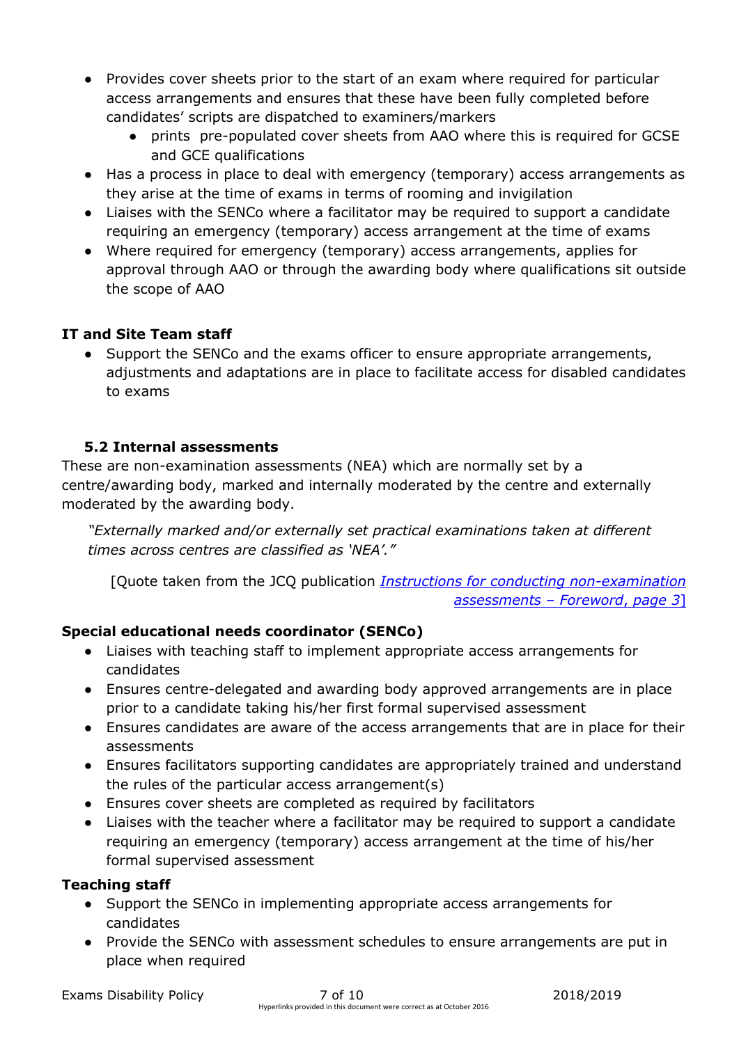- Provides cover sheets prior to the start of an exam where required for particular access arrangements and ensures that these have been fully completed before candidates' scripts are dispatched to examiners/markers
    - prints pre-populated cover sheets from AAO where this is required for GCSE and GCE qualifications
- Has a process in place to deal with emergency (temporary) access arrangements as they arise at the time of exams in terms of rooming and invigilation
- Liaises with the SENCo where a facilitator may be required to support a candidate requiring an emergency (temporary) access arrangement at the time of exams
- Where required for emergency (temporary) access arrangements, applies for approval through AAO or through the awarding body where qualifications sit outside the scope of AAO

**IT and Site Team staff**

- Support the SENCo and the exams officer to ensure appropriate arrangements, adjustments and adaptations are in place to facilitate access for disabled candidates to exams

### 5.2 Internal assessments

These are non-examination assessments (NEA) which are normally set by a centre/awarding body, marked and internally moderated by the centre and externally moderated by the awarding body.

> *"Externally marked and/or externally set practical examinations taken at different times across centres are classified as 'NEA'."*

[Quote taken from the JCQ publication *Instructions for conducting non-examination assessments – Foreword, page 3*]

**Special educational needs coordinator (SENCo)**

- Liaises with teaching staff to implement appropriate access arrangements for candidates
- Ensures centre-delegated and awarding body approved arrangements are in place prior to a candidate taking his/her first formal supervised assessment
- Ensures candidates are aware of the access arrangements that are in place for their assessments
- Ensures facilitators supporting candidates are appropriately trained and understand the rules of the particular access arrangement(s)
- Ensures cover sheets are completed as required by facilitators
- Liaises with the teacher where a facilitator may be required to support a candidate requiring an emergency (temporary) access arrangement at the time of his/her formal supervised assessment

**Teaching staff**

- Support the SENCo in implementing appropriate access arrangements for candidates
- Provide the SENCo with assessment schedules to ensure arrangements are put in place when required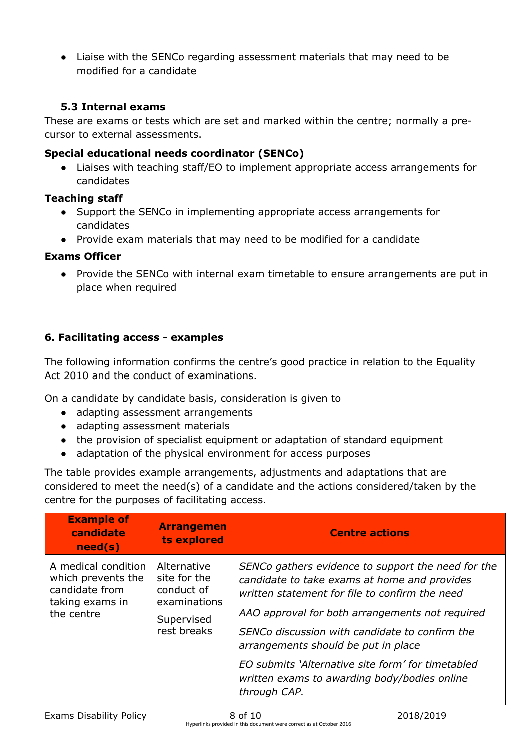- Liaise with the SENCo regarding assessment materials that may need to be modified for a candidate

### 5.3 Internal exams

These are exams or tests which are set and marked within the centre; normally a pre-cursor to external assessments.

**Special educational needs coordinator (SENCo)**

- Liaises with teaching staff/EO to implement appropriate access arrangements for candidates

**Teaching staff**

- Support the SENCo in implementing appropriate access arrangements for candidates
- Provide exam materials that may need to be modified for a candidate

**Exams Officer**

- Provide the SENCo with internal exam timetable to ensure arrangements are put in place when required

## 6. Facilitating access - examples

The following information confirms the centre's good practice in relation to the Equality Act 2010 and the conduct of examinations.

On a candidate by candidate basis, consideration is given to

- adapting assessment arrangements
- adapting assessment materials
- the provision of specialist equipment or adaptation of standard equipment
- adaptation of the physical environment for access purposes

The table provides example arrangements, adjustments and adaptations that are considered to meet the need(s) of a candidate and the actions considered/taken by the centre for the purposes of facilitating access.

| Example of candidate need(s) | Arrangements explored | Centre actions |
|---|---|---|
| A medical condition which prevents the candidate from taking exams in the centre | Alternative site for the conduct of examinations<br><br>Supervised rest breaks | *SENCo gathers evidence to support the need for the candidate to take exams at home and provides written statement for file to confirm the need*<br><br>*AAO approval for both arrangements not required*<br><br>*SENCo discussion with candidate to confirm the arrangements should be put in place*<br><br>*EO submits 'Alternative site form' for timetabled written exams to awarding body/bodies online through CAP.* |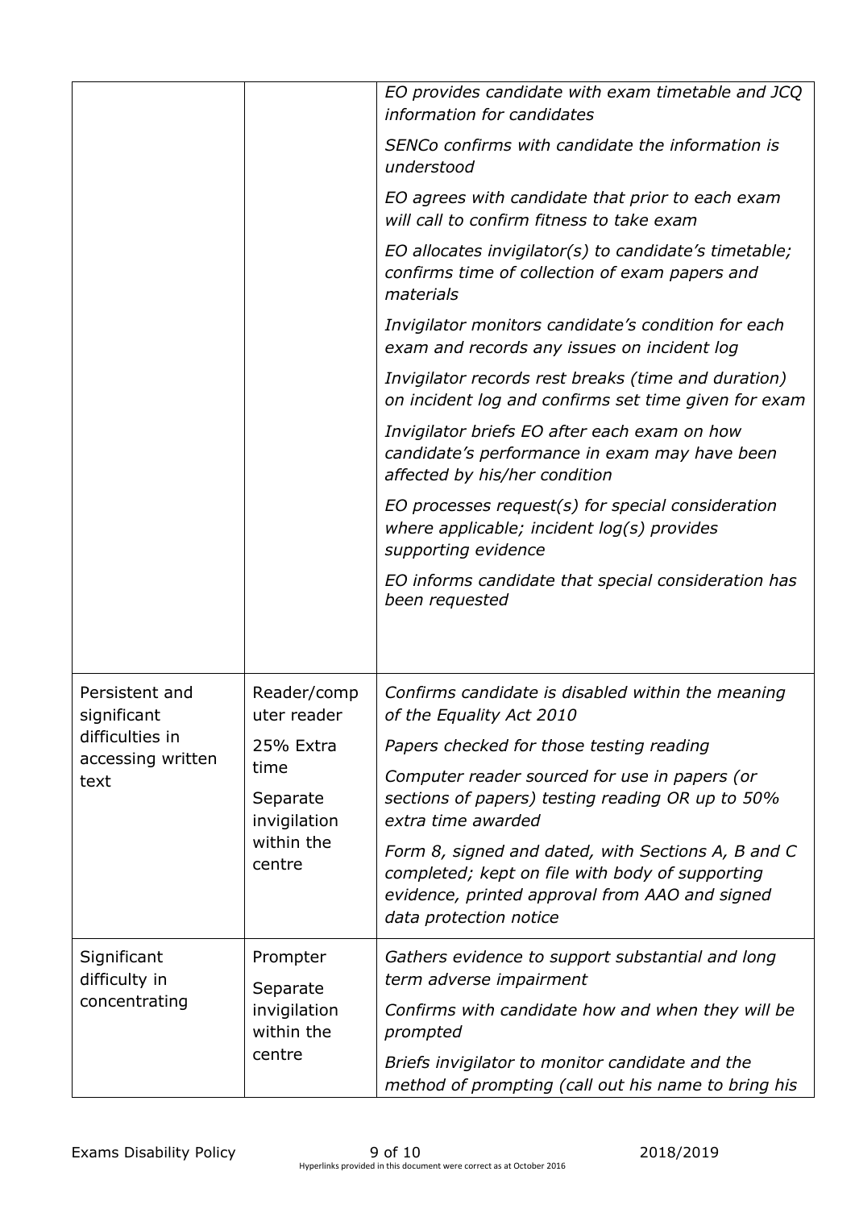| | | |
|---|---|---|
| | | *EO provides candidate with exam timetable and JCQ information for candidates*<br><br>*SENCo confirms with candidate the information is understood*<br><br>*EO agrees with candidate that prior to each exam will call to confirm fitness to take exam*<br><br>*EO allocates invigilator(s) to candidate's timetable; confirms time of collection of exam papers and materials*<br><br>*Invigilator monitors candidate's condition for each exam and records any issues on incident log*<br><br>*Invigilator records rest breaks (time and duration) on incident log and confirms set time given for exam*<br><br>*Invigilator briefs EO after each exam on how candidate's performance in exam may have been affected by his/her condition*<br><br>*EO processes request(s) for special consideration where applicable; incident log(s) provides supporting evidence*<br><br>*EO informs candidate that special consideration has been requested* |
| Persistent and significant difficulties in accessing written text | Reader/computer reader<br><br>25% Extra time<br><br>Separate invigilation within the centre | *Confirms candidate is disabled within the meaning of the Equality Act 2010*<br><br>*Papers checked for those testing reading*<br><br>*Computer reader sourced for use in papers (or sections of papers) testing reading OR up to 50% extra time awarded*<br><br>*Form 8, signed and dated, with Sections A, B and C completed; kept on file with body of supporting evidence, printed approval from AAO and signed data protection notice* |
| Significant difficulty in concentrating | Prompter<br><br>Separate invigilation within the centre | *Gathers evidence to support substantial and long term adverse impairment*<br><br>*Confirms with candidate how and when they will be prompted*<br><br>*Briefs invigilator to monitor candidate and the method of prompting (call out his name to bring his* |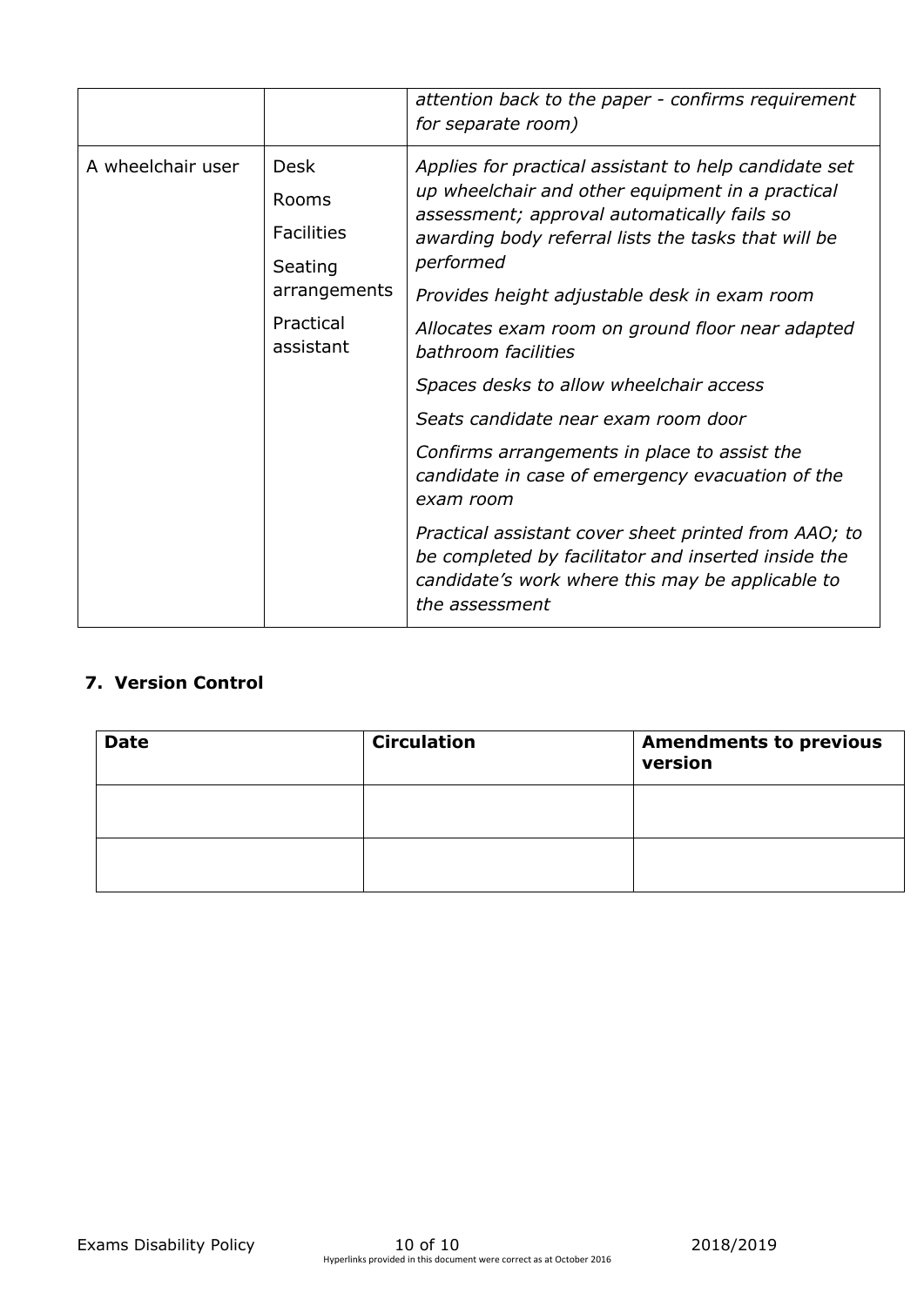| | | |
|---|---|---|
| | | *attention back to the paper - confirms requirement for separate room)* |
| A wheelchair user | Desk<br>Rooms<br>Facilities<br>Seating arrangements<br>Practical assistant | *Applies for practical assistant to help candidate set up wheelchair and other equipment in a practical assessment; approval automatically fails so awarding body referral lists the tasks that will be performed*<br>*Provides height adjustable desk in exam room*<br>*Allocates exam room on ground floor near adapted bathroom facilities*<br>*Spaces desks to allow wheelchair access*<br>*Seats candidate near exam room door*<br>*Confirms arrangements in place to assist the candidate in case of emergency evacuation of the exam room*<br>*Practical assistant cover sheet printed from AAO; to be completed by facilitator and inserted inside the candidate's work where this may be applicable to the assessment* |

## 7. Version Control

| Date | Circulation | Amendments to previous version |
|---|---|---|
| | | |
| | | |

Hyperlinks provided in this document were correct as at October 2016